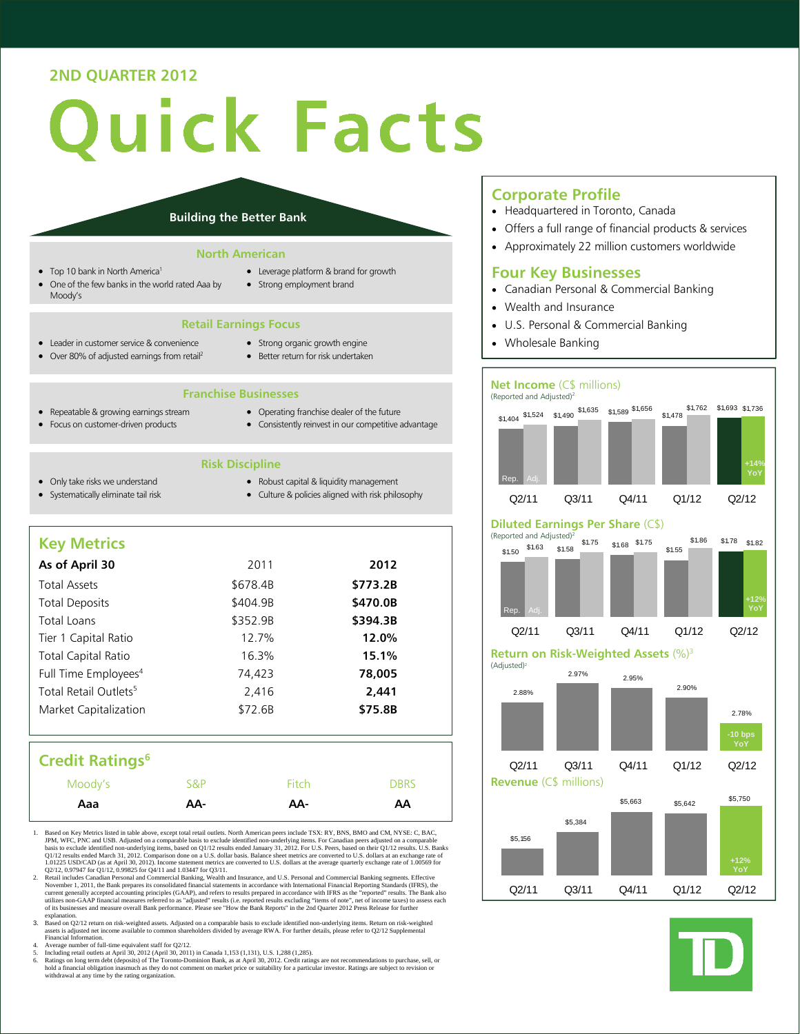## 2ND QUARTER 2012

# Quick Facts

## Building the Better Bank

### North American

- Top 10 bank in North America[1]
- One of the few banks in the world rated Aaa by Moody's
- Leverage platform & brand for growth
- Strong employment brand

### Retail Earnings Focus

- Leader in customer service & convenience
- Over 80% of adjusted earnings from retail[2]
- Strong organic growth engine
- Better return for risk undertaken

### Franchise Businesses

- Repeatable & growing earnings stream
- Focus on customer-driven products
- Operating franchise dealer of the future
- Consistently reinvest in our competitive advantage

### Risk Discipline

- Only take risks we understand
- Systematically eliminate tail risk
- Robust capital & liquidity management
- Culture & policies aligned with risk philosophy

## Key Metrics

| As of April 30 | 2011 | 2012 |
|---|---|---|
| Total Assets | $678.4B | **$773.2B** |
| Total Deposits | $404.9B | **$470.0B** |
| Total Loans | $352.9B | **$394.3B** |
| Tier 1 Capital Ratio | 12.7% | **12.0%** |
| Total Capital Ratio | 16.3% | **15.1%** |
| Full Time Employees[4] | 74,423 | **78,005** |
| Total Retail Outlets[5] | 2,416 | **2,441** |
| Market Capitalization | $72.6B | **$75.8B** |

## Credit Ratings[6]

| Moody's | S&P | Fitch | DBRS |
|---|---|---|---|
| **Aaa** | **AA-** | **AA-** | **AA** |

## Corporate Profile

- Headquartered in Toronto, Canada
- Offers a full range of financial products & services
- Approximately 22 million customers worldwide

## Four Key Businesses

- Canadian Personal & Commercial Banking
- Wealth and Insurance
- U.S. Personal & Commercial Banking
- Wholesale Banking

### Net Income (C$ millions)

(Reported and Adjusted)[2]

| | Q2/11 | Q3/11 | Q4/11 | Q1/12 | Q2/12 |
|---|---|---|---|---|---|
| Rep. | $1,404 | $1,490 | $1,589 | $1,478 | $1,693 |
| Adj. | $1,524 | $1,635 | $1,656 | $1,762 | $1,736 |

Q2/12: +14% YoY

### Diluted Earnings Per Share (C$)

(Reported and Adjusted)[2]

| | Q2/11 | Q3/11 | Q4/11 | Q1/12 | Q2/12 |
|---|---|---|---|---|---|
| Rep. | $1.50 | $1.58 | $1.68 | $1.55 | $1.78 |
| Adj. | $1.63 | $1.75 | $1.75 | $1.86 | $1.82 |

Q2/12: +12% YoY

### Return on Risk-Weighted Assets (%)[3]

(Adjusted)[2]

| Q2/11 | Q3/11 | Q4/11 | Q1/12 | Q2/12 |
|---|---|---|---|---|
| 2.88% | 2.97% | 2.95% | 2.90% | 2.78% |

Q2/12: -10 bps YoY

### Revenue (C$ millions)

| Q2/11 | Q3/11 | Q4/11 | Q1/12 | Q2/12 |
|---|---|---|---|---|
| $5,156 | $5,384 | $5,663 | $5,642 | $5,750 |

Q2/12: +12% YoY

1. Based on Key Metrics listed in table above, except total retail outlets. North American peers include TSX: RY, BNS, BMO and CM, NYSE: C, BAC, JPM, WFC, PNC and USB. Adjusted on a comparable basis to exclude identified non-underlying items. For Canadian peers adjusted on a comparable basis to exclude identified non-underlying items, based on Q1/12 results ended January 31, 2012. For U.S. Peers, based on their Q1/12 results. U.S. Banks Q1/12 results ended March 31, 2012. Comparison done on a U.S. dollar basis. Balance sheet metrics are converted to U.S. dollars at an exchange rate of 1.01225 USD/CAD (as at April 30, 2012). Income statement metrics are converted to U.S. dollars at the average quarterly exchange rate of 1.00569 for Q2/12, 0.97947 for Q1/12, 0.99825 for Q4/11 and 1.03447 for Q3/11.
2. Retail includes Canadian Personal and Commercial Banking, Wealth and Insurance, and U.S. Personal and Commercial Banking segments. Effective November 1, 2011, the Bank prepares its consolidated financial statements in accordance with International Financial Reporting Standards (IFRS), the current generally accepted accounting principles (GAAP), and refers to results prepared in accordance with IFRS as the "reported" results. The Bank also utilizes non-GAAP financial measures referred to as "adjusted" results (i.e. reported results excluding "items of note", net of income taxes) to assess each of its businesses and measure overall Bank performance. Please see "How the Bank Reports" in the 2nd Quarter 2012 Press Release for further explanation.
3. Based on Q2/12 return on risk-weighted assets. Adjusted on a comparable basis to exclude identified non-underlying items. Return on risk-weighted assets is adjusted net income available to common shareholders divided by average RWA. For further details, please refer to Q2/12 Supplemental Financial Information.
4. Average number of full-time equivalent staff for Q2/12.
5. Including retail outlets at April 30, 2012 (April 30, 2011) in Canada 1,153 (1,131), U.S. 1,288 (1,285).
6. Ratings on long term debt (deposits) of The Toronto-Dominion Bank, as at April 30, 2012. Credit ratings are not recommendations to purchase, sell, or hold a financial obligation inasmuch as they do not comment on market price or suitability for a particular investor. Ratings are subject to revision or withdrawal at any time by the rating organization.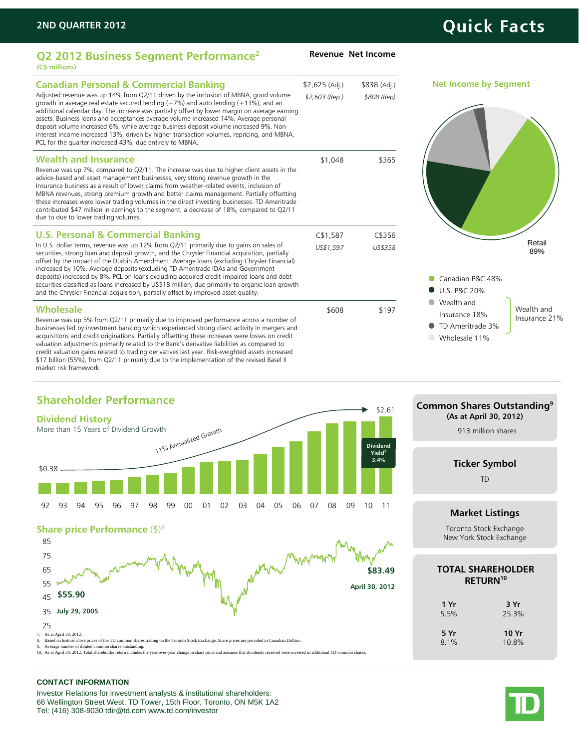## 2ND QUARTER 2012

# Quick Facts

## Q2 2012 Business Segment Performance[2]

(C$ millions)

| | Revenue | Net Income |
|---|---|---|
| **Canadian Personal & Commercial Banking** | $2,625 (Adj.) *$2,603 (Rep.)* | $838 (Adj.) *$808 (Rep)* |
| **Wealth and Insurance** | $1,048 | $365 |
| **U.S. Personal & Commercial Banking** | C$1,587 *US$1,597* | C$356 *US$358* |
| **Wholesale** | $608 | $197 |

### Canadian Personal & Commercial Banking

Adjusted revenue was up 14% from Q2/11 driven by the inclusion of MBNA, good volume growth in average real estate secured lending (+7%) and auto lending (+13%), and an additional calendar day. The increase was partially offset by lower margin on average earning assets. Business loans and acceptances average volume increased 14%. Average personal deposit volume increased 6%, while average business deposit volume increased 9%. Non-interest income increased 13%, driven by higher transaction volumes, repricing, and MBNA. PCL for the quarter increased 43%, due entirely to MBNA.

### Wealth and Insurance

Revenue was up 7%, compared to Q2/11. The increase was due to higher client assets in the advice-based and asset management businesses, very strong revenue growth in the Insurance business as a result of lower claims from weather-related events, inclusion of MBNA revenues, strong premium growth and better claims management. Partially offsetting these increases were lower trading volumes in the direct investing businesses. TD Ameritrade contributed $47 million in earnings to the segment, a decrease of 18%, compared to Q2/11 due to due to lower trading volumes.

### U.S. Personal & Commercial Banking

In U.S. dollar terms, revenue was up 12% from Q2/11 primarily due to gains on sales of securities, strong loan and deposit growth, and the Chrysler Financial acquisition, partially offset by the impact of the Durbin Amendment. Average loans (excluding Chrysler Financial) increased by 10%. Average deposits (excluding TD Ameritrade IDAs and Government deposits) increased by 8%. PCL on loans excluding acquired credit-impaired loans and debt securities classified as loans increased by US$18 million, due primarily to organic loan growth and the Chrysler Financial acquisition, partially offset by improved asset quality.

### Wholesale

Revenue was up 5% from Q2/11 primarily due to improved performance across a number of businesses led by investment banking which experienced strong client activity in mergers and acquisitions and credit originations. Partially offsetting these increases were losses on credit valuation adjustments primarily related to the Bank's derivative liabilities as compared to credit valuation gains related to trading derivatives last year. Risk-weighted assets increased $17 billion (55%), from Q2/11 primarily due to the implementation of the revised Basel II market risk framework.

### Net Income by Segment

Retail 89%

- Canadian P&C 48%
- U.S. P&C 20%
- Wealth and Insurance 18%
- TD Ameritrade 3%
- Wholesale 11%

Wealth and Insurance 21%

## Shareholder Performance

### Dividend History

More than 15 Years of Dividend Growth

$0.38

11% Annualized Growth

$2.61

Dividend Yield[7] 3.4%

92 93 94 95 96 97 98 99 00 01 02 03 04 05 06 07 08 09 10 11

### Share price Performance ($)[8]

85 75 65 55 45 35 25

$55.90 July 29, 2005

$83.49 April 30, 2012

7. As at April 30, 2012.
8. Based on historic close prices of the TD common shares trading on the Toronto Stock Exchange. Share prices are provided in Canadian Dollars.
9. Average number of diluted common shares outstanding.
10. As at April 30, 2012. Total shareholder return includes the year-over-year change in share price and assumes that dividends received were invested in additional TD common shares.

### Common Shares Outstanding[9]

**(As at April 30, 2012)**

913 million shares

### Ticker Symbol

TD

### Market Listings

Toronto Stock Exchange
New York Stock Exchange

### TOTAL SHAREHOLDER RETURN[10]

| 1 Yr | 3 Yr |
|---|---|
| 5.5% | 25.3% |
| **5 Yr** | **10 Yr** |
| 8.1% | 10.8% |

### CONTACT INFORMATION

Investor Relations for investment analysts & institutional shareholders:
66 Wellington Street West, TD Tower, 15th Floor, Toronto, ON M5K 1A2
Tel: (416) 308-9030 tdir@td.com www.td.com/investor